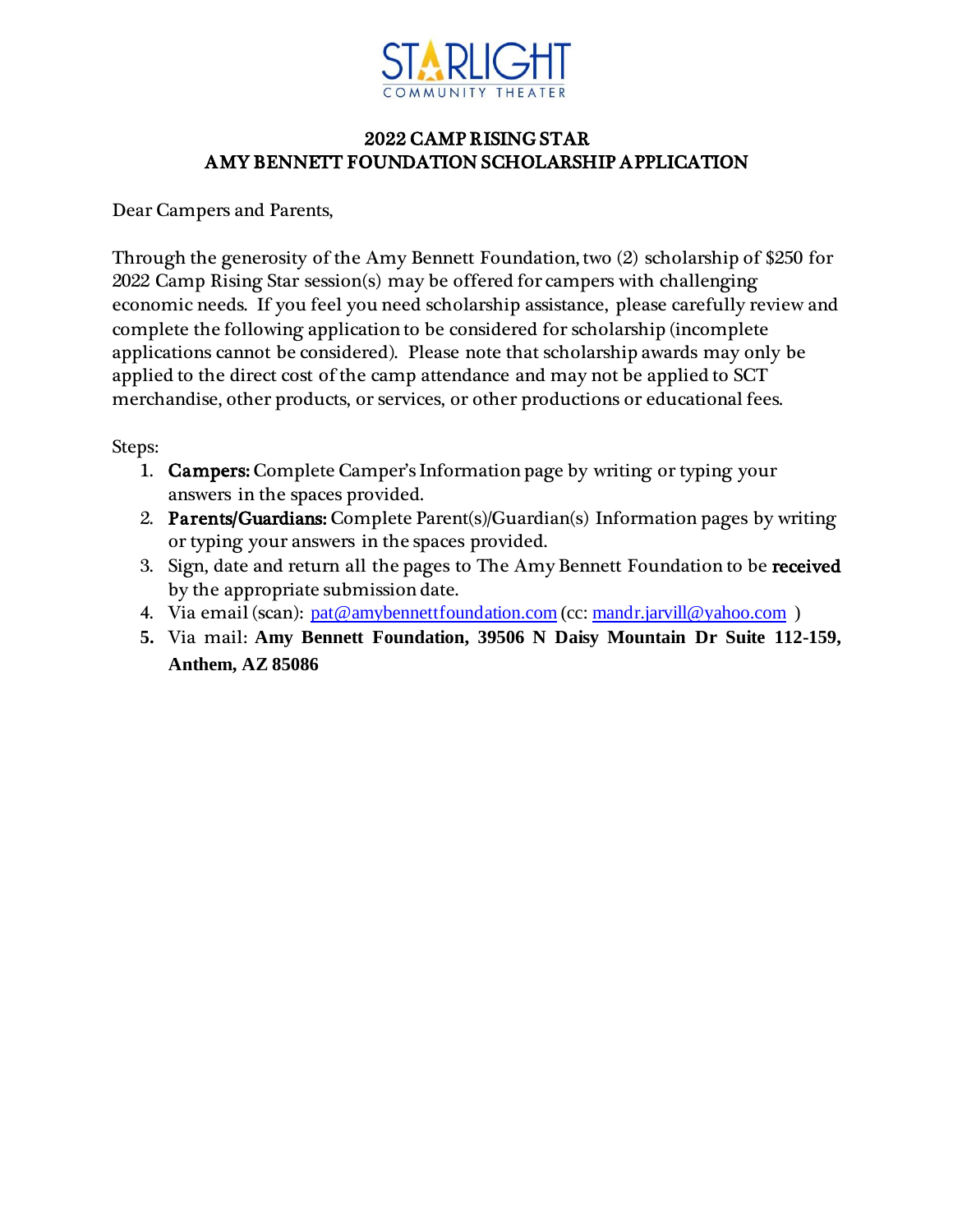STARLIGHT COMMUNITY THEATER

## 2022 CAMP RISING STAR
## AMY BENNETT FOUNDATION SCHOLARSHIP APPLICATION

Dear Campers and Parents,

Through the generosity of the Amy Bennett Foundation, two (2) scholarship of $250 for 2022 Camp Rising Star session(s) may be offered for campers with challenging economic needs. If you feel you need scholarship assistance, please carefully review and complete the following application to be considered for scholarship (incomplete applications cannot be considered). Please note that scholarship awards may only be applied to the direct cost of the camp attendance and may not be applied to SCT merchandise, other products, or services, or other productions or educational fees.

Steps:

1. **Campers:** Complete Camper's Information page by writing or typing your answers in the spaces provided.
2. **Parents/Guardians:** Complete Parent(s)/Guardian(s) Information pages by writing or typing your answers in the spaces provided.
3. Sign, date and return all the pages to The Amy Bennett Foundation to be **received** by the appropriate submission date.
4. Via email (scan): pat@amybennettfoundation.com (cc: mandr.jarvill@yahoo.com )
5. Via mail: **Amy Bennett Foundation, 39506 N Daisy Mountain Dr Suite 112-159, Anthem, AZ 85086**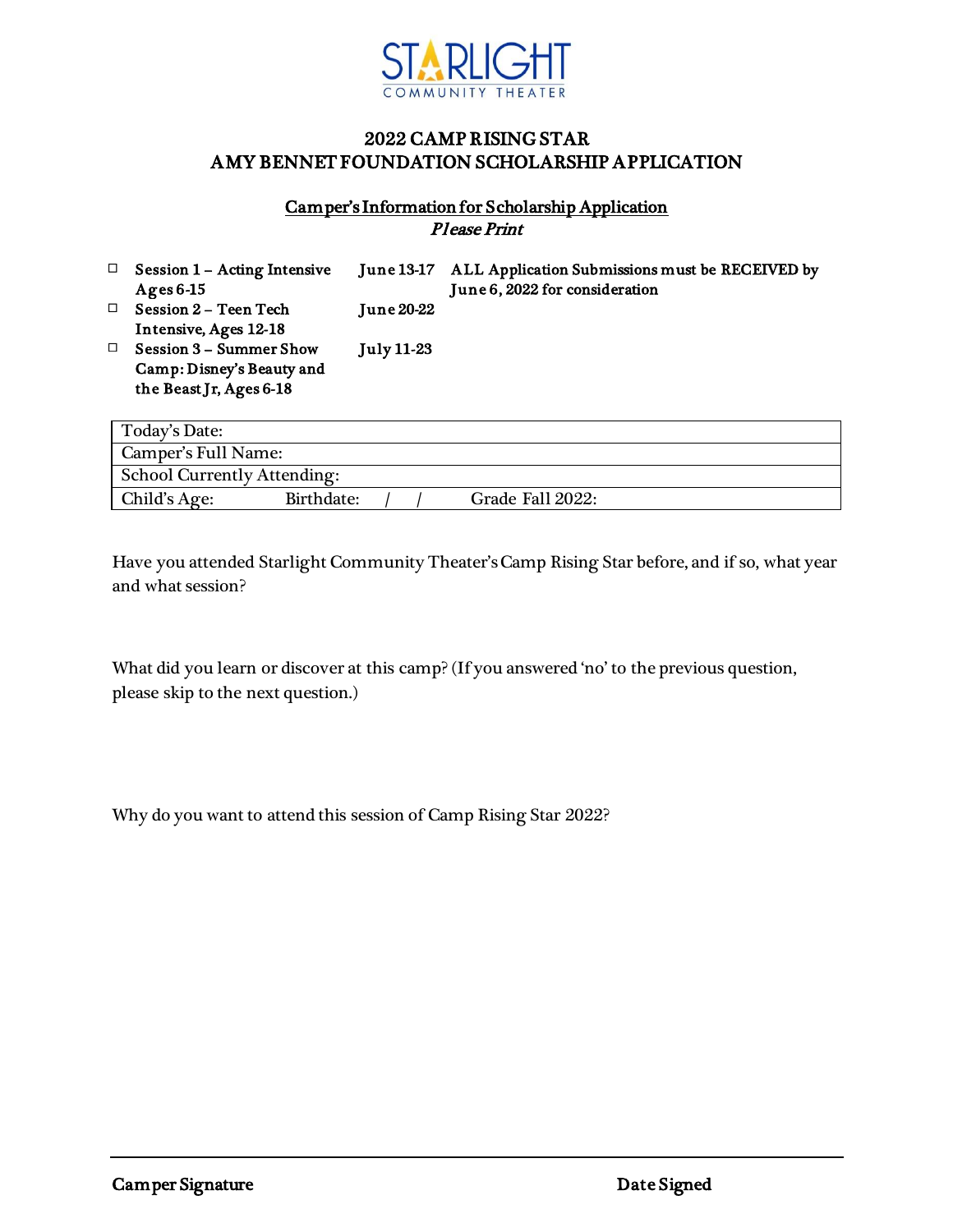STARLIGHT
COMMUNITY THEATER

## 2022 CAMP RISING STAR
## AMY BENNET FOUNDATION SCHOLARSHIP APPLICATION

**Camper's Information for Scholarship Application**
***Please Print***

ALL Application Submissions must be RECEIVED by June 6, 2022 for consideration

- ☐ **Session 1 – Acting Intensive Ages 6-15** — **June 13-17**
- ☐ **Session 2 – Teen Tech Intensive, Ages 12-18** — **June 20-22**
- ☐ **Session 3 – Summer Show Camp: Disney's Beauty and the Beast Jr, Ages 6-18** — **July 11-23**

| Today's Date: | | |
|---|---|---|
| Camper's Full Name: | | |
| School Currently Attending: | | |
| Child's Age: | Birthdate: / / | Grade Fall 2022: |

Have you attended Starlight Community Theater's Camp Rising Star before, and if so, what year and what session?

What did you learn or discover at this camp? (If you answered 'no' to the previous question, please skip to the next question.)

Why do you want to attend this session of Camp Rising Star 2022?

**Camper Signature** **Date Signed**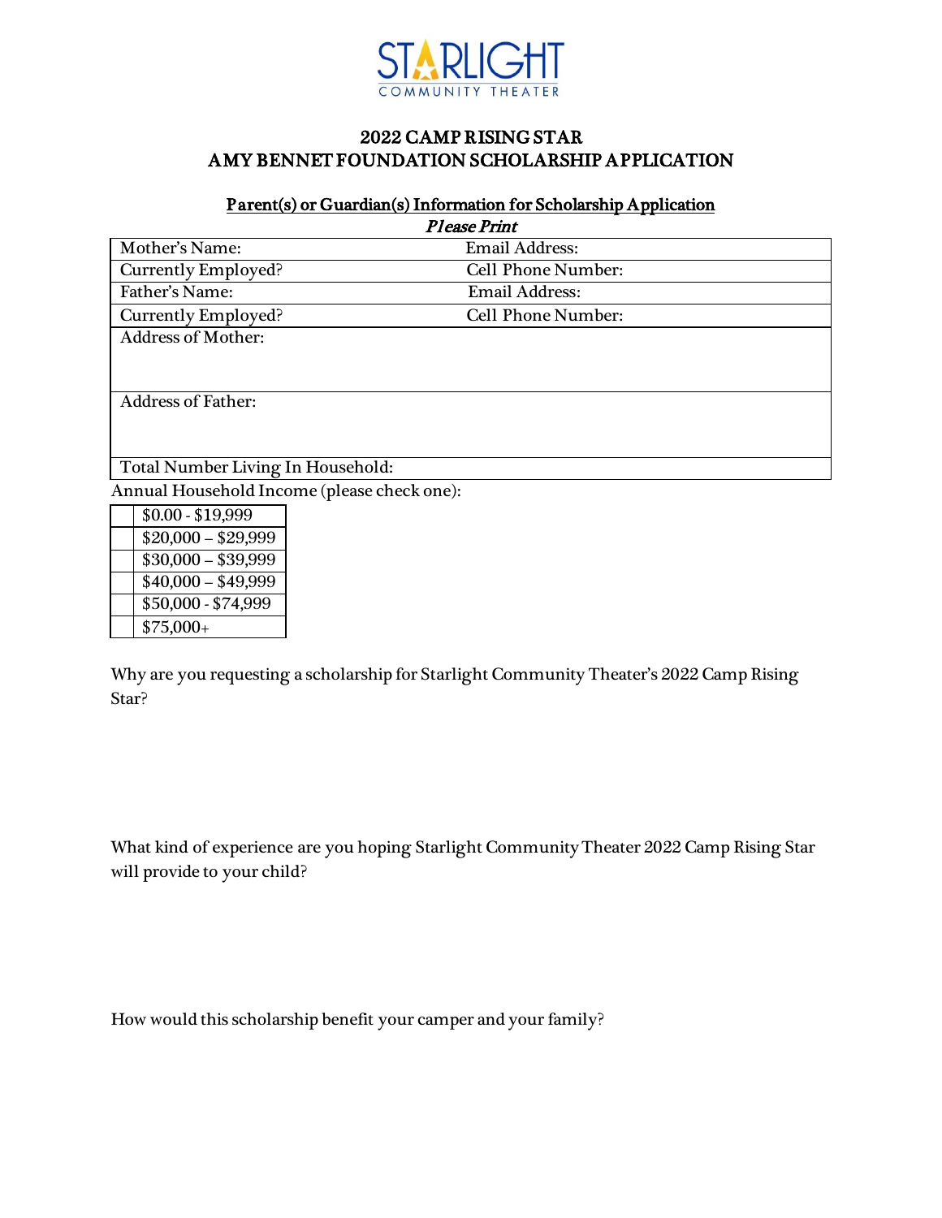STARLIGHT COMMUNITY THEATER

# 2022 CAMP RISING STAR
# AMY BENNET FOUNDATION SCHOLARSHIP APPLICATION

## Parent(s) or Guardian(s) Information for Scholarship Application

*Please Print*

| | |
|---|---|
| Mother's Name: | Email Address: |
| Currently Employed? | Cell Phone Number: |
| Father's Name: | Email Address: |
| Currently Employed? | Cell Phone Number: |
| Address of Mother: | |
| Address of Father: | |
| Total Number Living In Household: | |

Annual Household Income (please check one):

| | |
|---|---|
| | $0.00 - $19,999 |
| | $20,000 – $29,999 |
| | $30,000 – $39,999 |
| | $40,000 – $49,999 |
| | $50,000 - $74,999 |
| | $75,000+ |

Why are you requesting a scholarship for Starlight Community Theater's 2022 Camp Rising Star?

What kind of experience are you hoping Starlight Community Theater 2022 Camp Rising Star will provide to your child?

How would this scholarship benefit your camper and your family?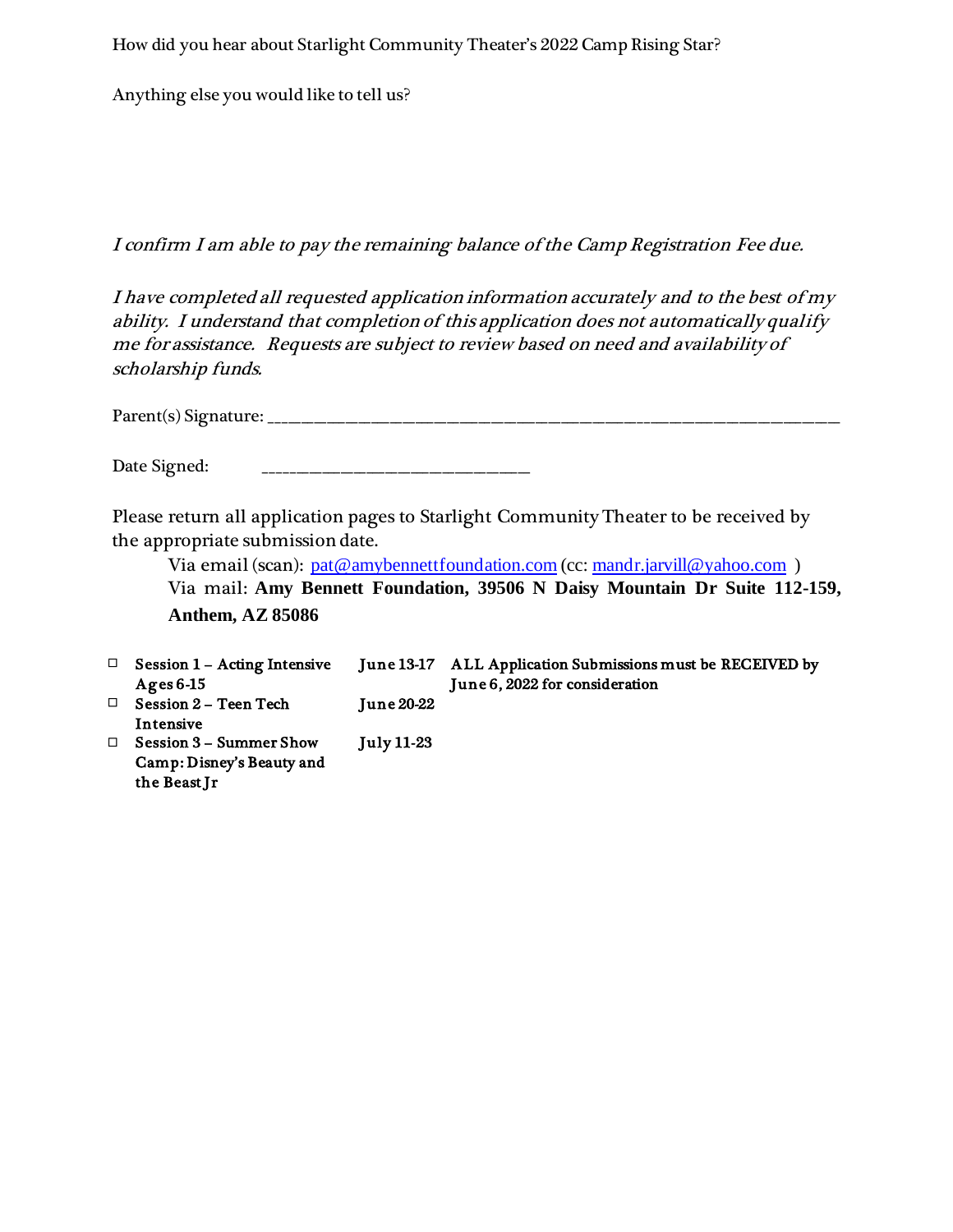How did you hear about Starlight Community Theater's 2022 Camp Rising Star?

Anything else you would like to tell us?

*I confirm I am able to pay the remaining balance of the Camp Registration Fee due.*

*I have completed all requested application information accurately and to the best of my ability. I understand that completion of this application does not automatically qualify me for assistance. Requests are subject to review based on need and availability of scholarship funds.*

Parent(s) Signature: ___________________________________________________________

Date Signed: ___________________________

Please return all application pages to Starlight Community Theater to be received by the appropriate submission date.

Via email (scan): pat@amybennettfoundation.com (cc: mandr.jarvill@yahoo.com )

Via mail: **Amy Bennett Foundation, 39506 N Daisy Mountain Dr Suite 112-159, Anthem, AZ 85086**

| | | | |
|---|---|---|---|
| ☐ | **Session 1 – Acting Intensive Ages 6-15** | **June 13-17** | **ALL Application Submissions must be RECEIVED by June 6, 2022 for consideration** |
| ☐ | **Session 2 – Teen Tech Intensive** | **June 20-22** | |
| ☐ | **Session 3 – Summer Show Camp: Disney's Beauty and the Beast Jr** | **July 11-23** | |